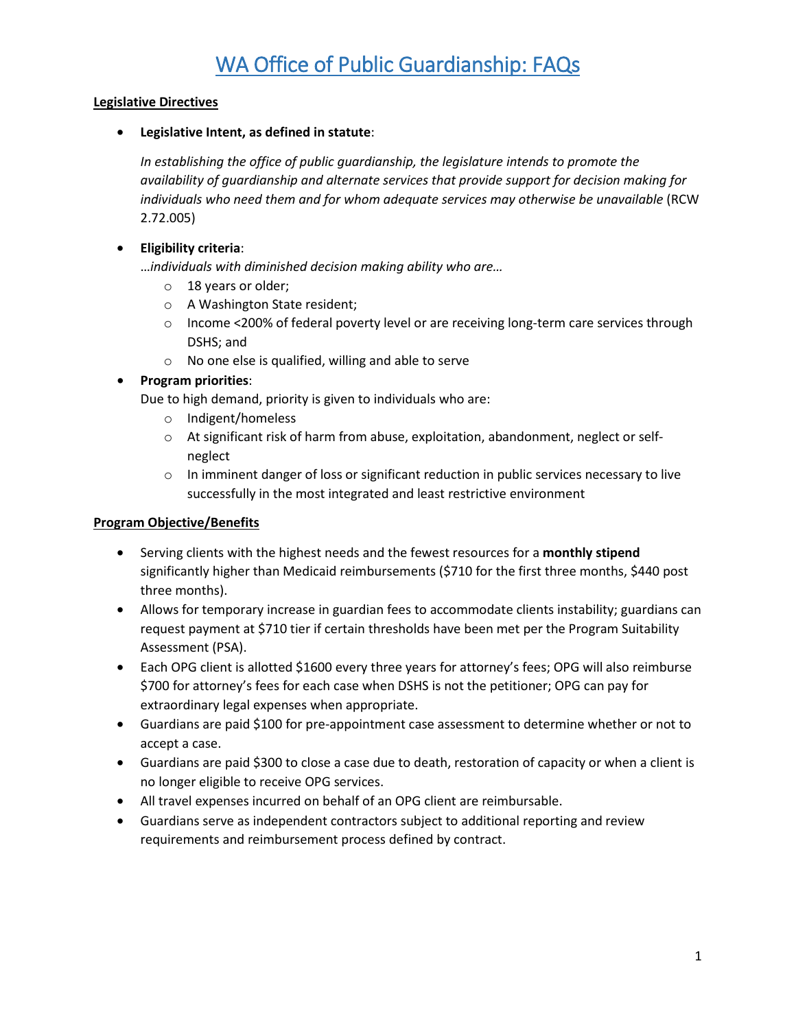# WA Office of Public Guardianship: FAQs

**Legislative Directives**

- **Legislative Intent, as defined in statute**:

  *In establishing the office of public guardianship, the legislature intends to promote the availability of guardianship and alternate services that provide support for decision making for individuals who need them and for whom adequate services may otherwise be unavailable* (RCW 2.72.005)

- **Eligibility criteria**:
  *…individuals with diminished decision making ability who are…*
  - 18 years or older;
  - A Washington State resident;
  - Income <200% of federal poverty level or are receiving long-term care services through DSHS; and
  - No one else is qualified, willing and able to serve
- **Program priorities**:
  Due to high demand, priority is given to individuals who are:
  - Indigent/homeless
  - At significant risk of harm from abuse, exploitation, abandonment, neglect or self-neglect
  - In imminent danger of loss or significant reduction in public services necessary to live successfully in the most integrated and least restrictive environment

**Program Objective/Benefits**

- Serving clients with the highest needs and the fewest resources for a **monthly stipend** significantly higher than Medicaid reimbursements ($710 for the first three months, $440 post three months).
- Allows for temporary increase in guardian fees to accommodate clients instability; guardians can request payment at $710 tier if certain thresholds have been met per the Program Suitability Assessment (PSA).
- Each OPG client is allotted $1600 every three years for attorney's fees; OPG will also reimburse $700 for attorney's fees for each case when DSHS is not the petitioner; OPG can pay for extraordinary legal expenses when appropriate.
- Guardians are paid $100 for pre-appointment case assessment to determine whether or not to accept a case.
- Guardians are paid $300 to close a case due to death, restoration of capacity or when a client is no longer eligible to receive OPG services.
- All travel expenses incurred on behalf of an OPG client are reimbursable.
- Guardians serve as independent contractors subject to additional reporting and review requirements and reimbursement process defined by contract.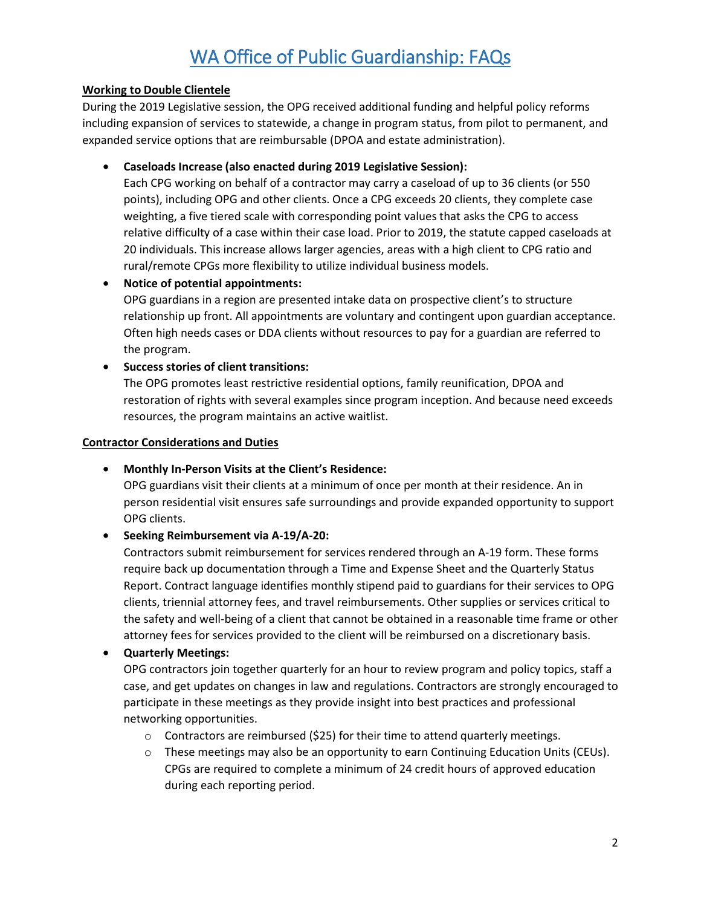# WA Office of Public Guardianship: FAQs

**Working to Double Clientele**

During the 2019 Legislative session, the OPG received additional funding and helpful policy reforms including expansion of services to statewide, a change in program status, from pilot to permanent, and expanded service options that are reimbursable (DPOA and estate administration).

- **Caseloads Increase (also enacted during 2019 Legislative Session):**
  Each CPG working on behalf of a contractor may carry a caseload of up to 36 clients (or 550 points), including OPG and other clients. Once a CPG exceeds 20 clients, they complete case weighting, a five tiered scale with corresponding point values that asks the CPG to access relative difficulty of a case within their case load. Prior to 2019, the statute capped caseloads at 20 individuals. This increase allows larger agencies, areas with a high client to CPG ratio and rural/remote CPGs more flexibility to utilize individual business models.
- **Notice of potential appointments:**
  OPG guardians in a region are presented intake data on prospective client's to structure relationship up front. All appointments are voluntary and contingent upon guardian acceptance. Often high needs cases or DDA clients without resources to pay for a guardian are referred to the program.
- **Success stories of client transitions:**
  The OPG promotes least restrictive residential options, family reunification, DPOA and restoration of rights with several examples since program inception. And because need exceeds resources, the program maintains an active waitlist.

**Contractor Considerations and Duties**

- **Monthly In-Person Visits at the Client's Residence:**
  OPG guardians visit their clients at a minimum of once per month at their residence. An in person residential visit ensures safe surroundings and provide expanded opportunity to support OPG clients.
- **Seeking Reimbursement via A-19/A-20:**
  Contractors submit reimbursement for services rendered through an A-19 form. These forms require back up documentation through a Time and Expense Sheet and the Quarterly Status Report. Contract language identifies monthly stipend paid to guardians for their services to OPG clients, triennial attorney fees, and travel reimbursements. Other supplies or services critical to the safety and well-being of a client that cannot be obtained in a reasonable time frame or other attorney fees for services provided to the client will be reimbursed on a discretionary basis.
- **Quarterly Meetings:**
  OPG contractors join together quarterly for an hour to review program and policy topics, staff a case, and get updates on changes in law and regulations. Contractors are strongly encouraged to participate in these meetings as they provide insight into best practices and professional networking opportunities.
  - Contractors are reimbursed ($25) for their time to attend quarterly meetings.
  - These meetings may also be an opportunity to earn Continuing Education Units (CEUs). CPGs are required to complete a minimum of 24 credit hours of approved education during each reporting period.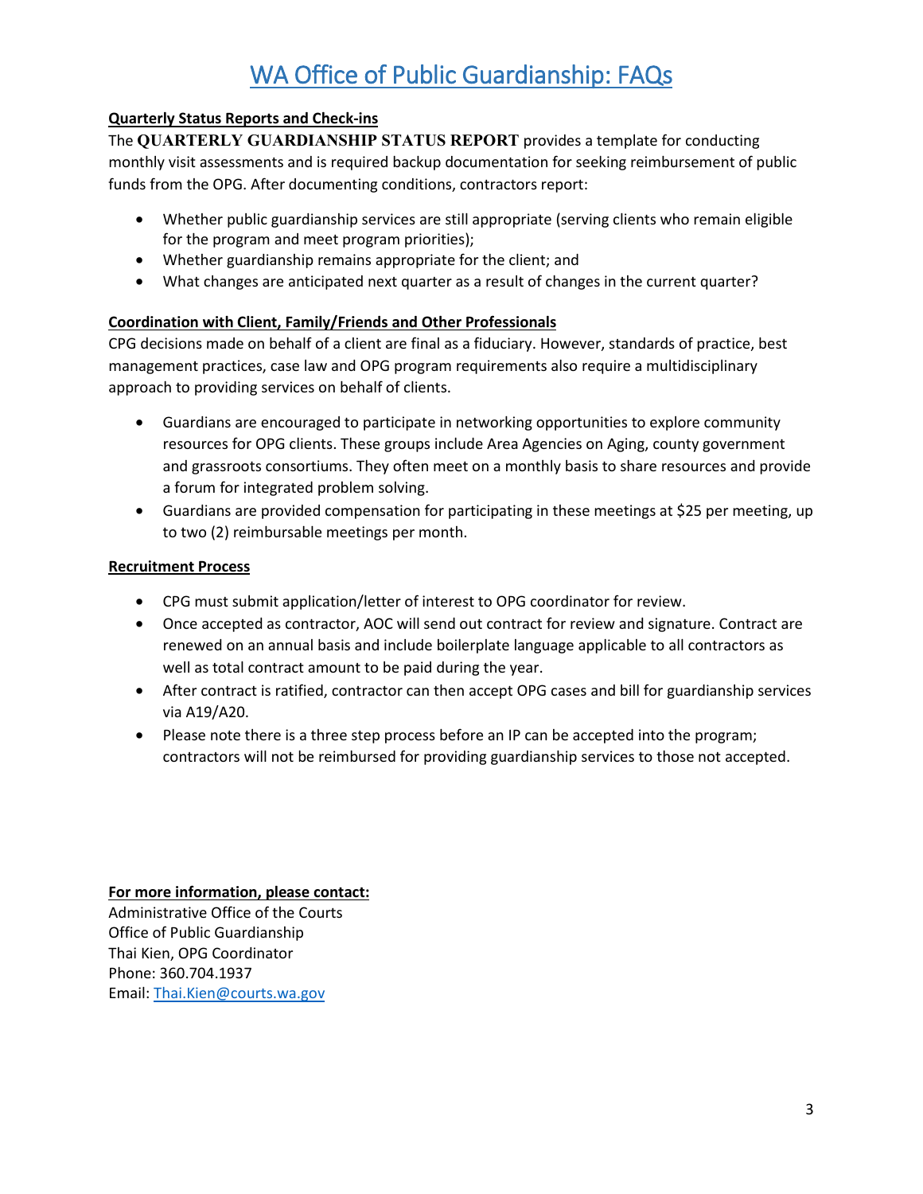# WA Office of Public Guardianship: FAQs

**Quarterly Status Reports and Check-ins**

The **QUARTERLY GUARDIANSHIP STATUS REPORT** provides a template for conducting monthly visit assessments and is required backup documentation for seeking reimbursement of public funds from the OPG. After documenting conditions, contractors report:

- Whether public guardianship services are still appropriate (serving clients who remain eligible for the program and meet program priorities);
- Whether guardianship remains appropriate for the client; and
- What changes are anticipated next quarter as a result of changes in the current quarter?

**Coordination with Client, Family/Friends and Other Professionals**

CPG decisions made on behalf of a client are final as a fiduciary. However, standards of practice, best management practices, case law and OPG program requirements also require a multidisciplinary approach to providing services on behalf of clients.

- Guardians are encouraged to participate in networking opportunities to explore community resources for OPG clients. These groups include Area Agencies on Aging, county government and grassroots consortiums. They often meet on a monthly basis to share resources and provide a forum for integrated problem solving.
- Guardians are provided compensation for participating in these meetings at $25 per meeting, up to two (2) reimbursable meetings per month.

**Recruitment Process**

- CPG must submit application/letter of interest to OPG coordinator for review.
- Once accepted as contractor, AOC will send out contract for review and signature. Contract are renewed on an annual basis and include boilerplate language applicable to all contractors as well as total contract amount to be paid during the year.
- After contract is ratified, contractor can then accept OPG cases and bill for guardianship services via A19/A20.
- Please note there is a three step process before an IP can be accepted into the program; contractors will not be reimbursed for providing guardianship services to those not accepted.

**For more information, please contact:**
Administrative Office of the Courts
Office of Public Guardianship
Thai Kien, OPG Coordinator
Phone: 360.704.1937
Email: Thai.Kien@courts.wa.gov